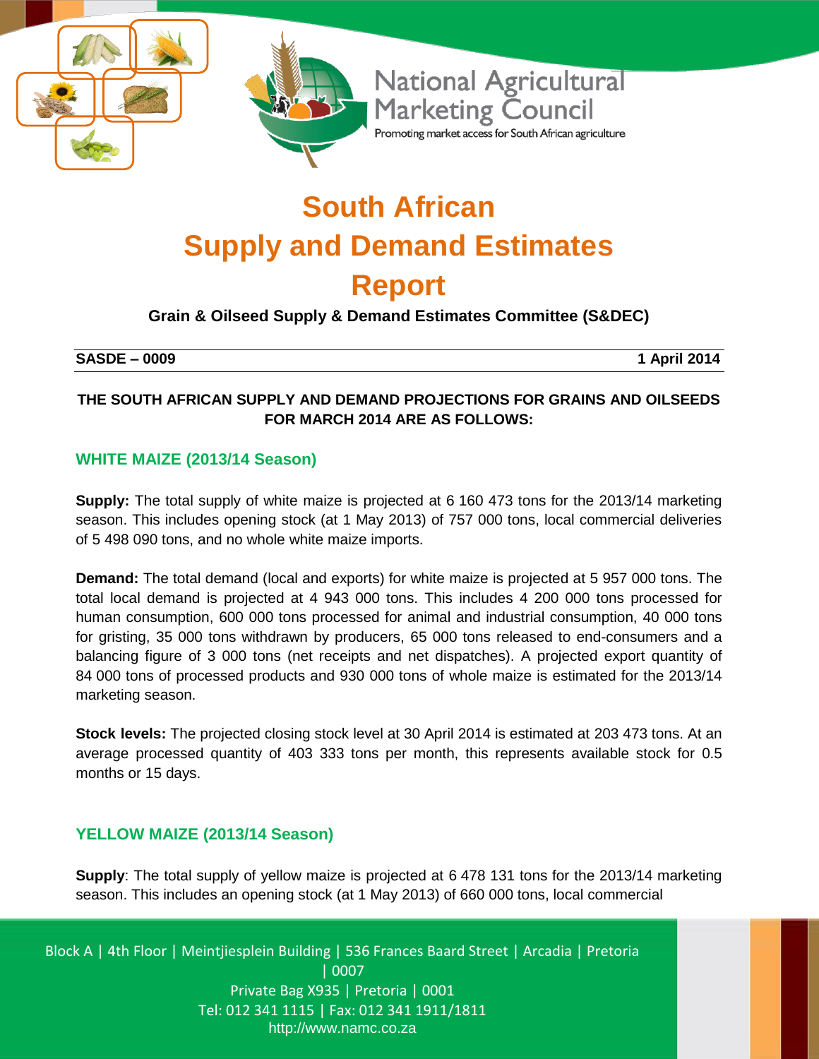National Agricultural Marketing Council

Promoting market access for South African agriculture

# South African Supply and Demand Estimates Report

**Grain & Oilseed Supply & Demand Estimates Committee (S&DEC)**

**SASDE – 0009** **1 April 2014**

**THE SOUTH AFRICAN SUPPLY AND DEMAND PROJECTIONS FOR GRAINS AND OILSEEDS FOR MARCH 2014 ARE AS FOLLOWS:**

## WHITE MAIZE (2013/14 Season)

**Supply:** The total supply of white maize is projected at 6 160 473 tons for the 2013/14 marketing season. This includes opening stock (at 1 May 2013) of 757 000 tons, local commercial deliveries of 5 498 090 tons, and no whole white maize imports.

**Demand:** The total demand (local and exports) for white maize is projected at 5 957 000 tons. The total local demand is projected at 4 943 000 tons. This includes 4 200 000 tons processed for human consumption, 600 000 tons processed for animal and industrial consumption, 40 000 tons for gristing, 35 000 tons withdrawn by producers, 65 000 tons released to end-consumers and a balancing figure of 3 000 tons (net receipts and net dispatches). A projected export quantity of 84 000 tons of processed products and 930 000 tons of whole maize is estimated for the 2013/14 marketing season.

**Stock levels:** The projected closing stock level at 30 April 2014 is estimated at 203 473 tons. At an average processed quantity of 403 333 tons per month, this represents available stock for 0.5 months or 15 days.

## YELLOW MAIZE (2013/14 Season)

**Supply**: The total supply of yellow maize is projected at 6 478 131 tons for the 2013/14 marketing season. This includes an opening stock (at 1 May 2013) of 660 000 tons, local commercial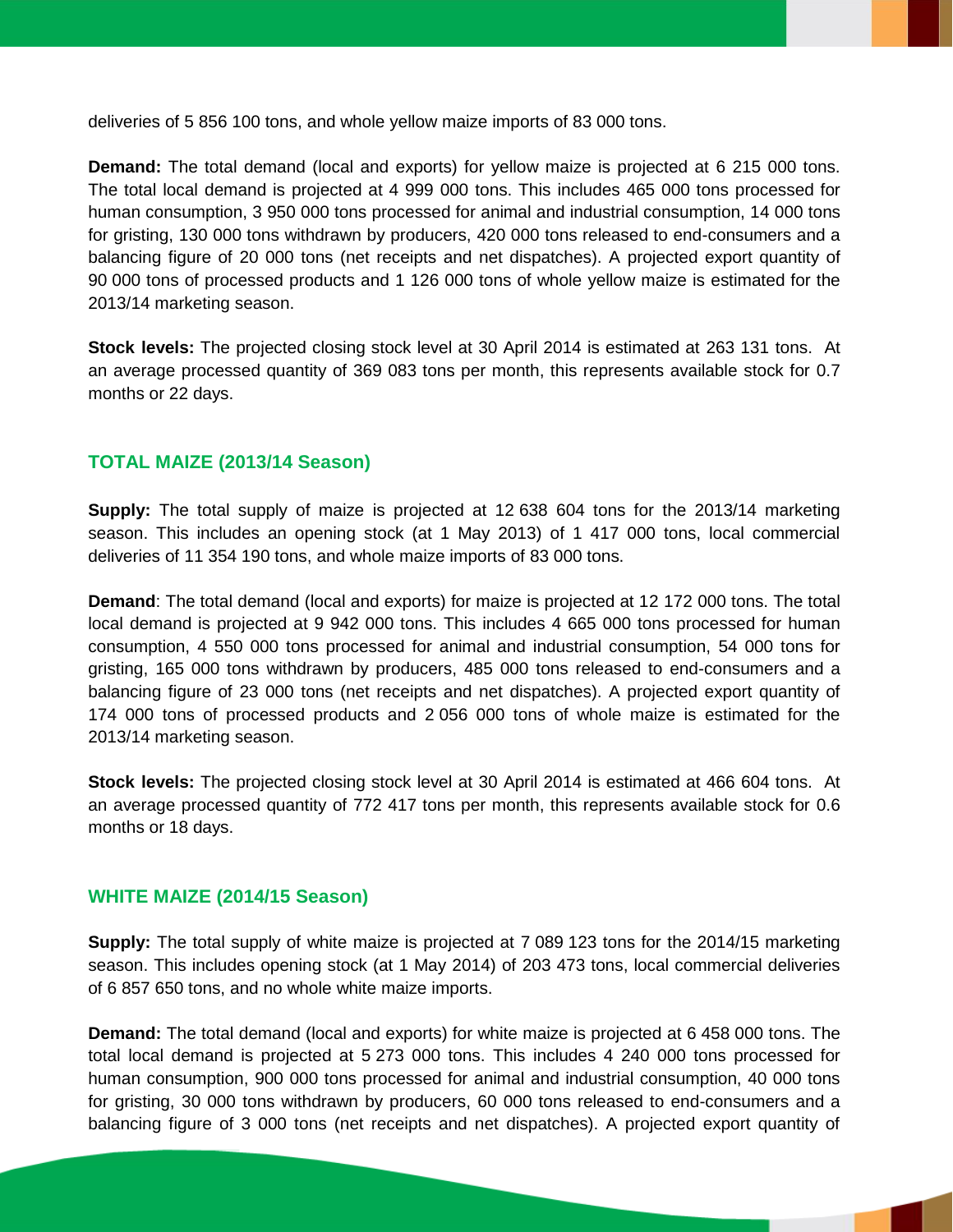deliveries of 5 856 100 tons, and whole yellow maize imports of 83 000 tons.

**Demand:** The total demand (local and exports) for yellow maize is projected at 6 215 000 tons. The total local demand is projected at 4 999 000 tons. This includes 465 000 tons processed for human consumption, 3 950 000 tons processed for animal and industrial consumption, 14 000 tons for gristing, 130 000 tons withdrawn by producers, 420 000 tons released to end-consumers and a balancing figure of 20 000 tons (net receipts and net dispatches). A projected export quantity of 90 000 tons of processed products and 1 126 000 tons of whole yellow maize is estimated for the 2013/14 marketing season.

**Stock levels:** The projected closing stock level at 30 April 2014 is estimated at 263 131 tons. At an average processed quantity of 369 083 tons per month, this represents available stock for 0.7 months or 22 days.

## TOTAL MAIZE (2013/14 Season)

**Supply:** The total supply of maize is projected at 12 638 604 tons for the 2013/14 marketing season. This includes an opening stock (at 1 May 2013) of 1 417 000 tons, local commercial deliveries of 11 354 190 tons, and whole maize imports of 83 000 tons.

**Demand**: The total demand (local and exports) for maize is projected at 12 172 000 tons. The total local demand is projected at 9 942 000 tons. This includes 4 665 000 tons processed for human consumption, 4 550 000 tons processed for animal and industrial consumption, 54 000 tons for gristing, 165 000 tons withdrawn by producers, 485 000 tons released to end-consumers and a balancing figure of 23 000 tons (net receipts and net dispatches). A projected export quantity of 174 000 tons of processed products and 2 056 000 tons of whole maize is estimated for the 2013/14 marketing season.

**Stock levels:** The projected closing stock level at 30 April 2014 is estimated at 466 604 tons. At an average processed quantity of 772 417 tons per month, this represents available stock for 0.6 months or 18 days.

## WHITE MAIZE (2014/15 Season)

**Supply:** The total supply of white maize is projected at 7 089 123 tons for the 2014/15 marketing season. This includes opening stock (at 1 May 2014) of 203 473 tons, local commercial deliveries of 6 857 650 tons, and no whole white maize imports.

**Demand:** The total demand (local and exports) for white maize is projected at 6 458 000 tons. The total local demand is projected at 5 273 000 tons. This includes 4 240 000 tons processed for human consumption, 900 000 tons processed for animal and industrial consumption, 40 000 tons for gristing, 30 000 tons withdrawn by producers, 60 000 tons released to end-consumers and a balancing figure of 3 000 tons (net receipts and net dispatches). A projected export quantity of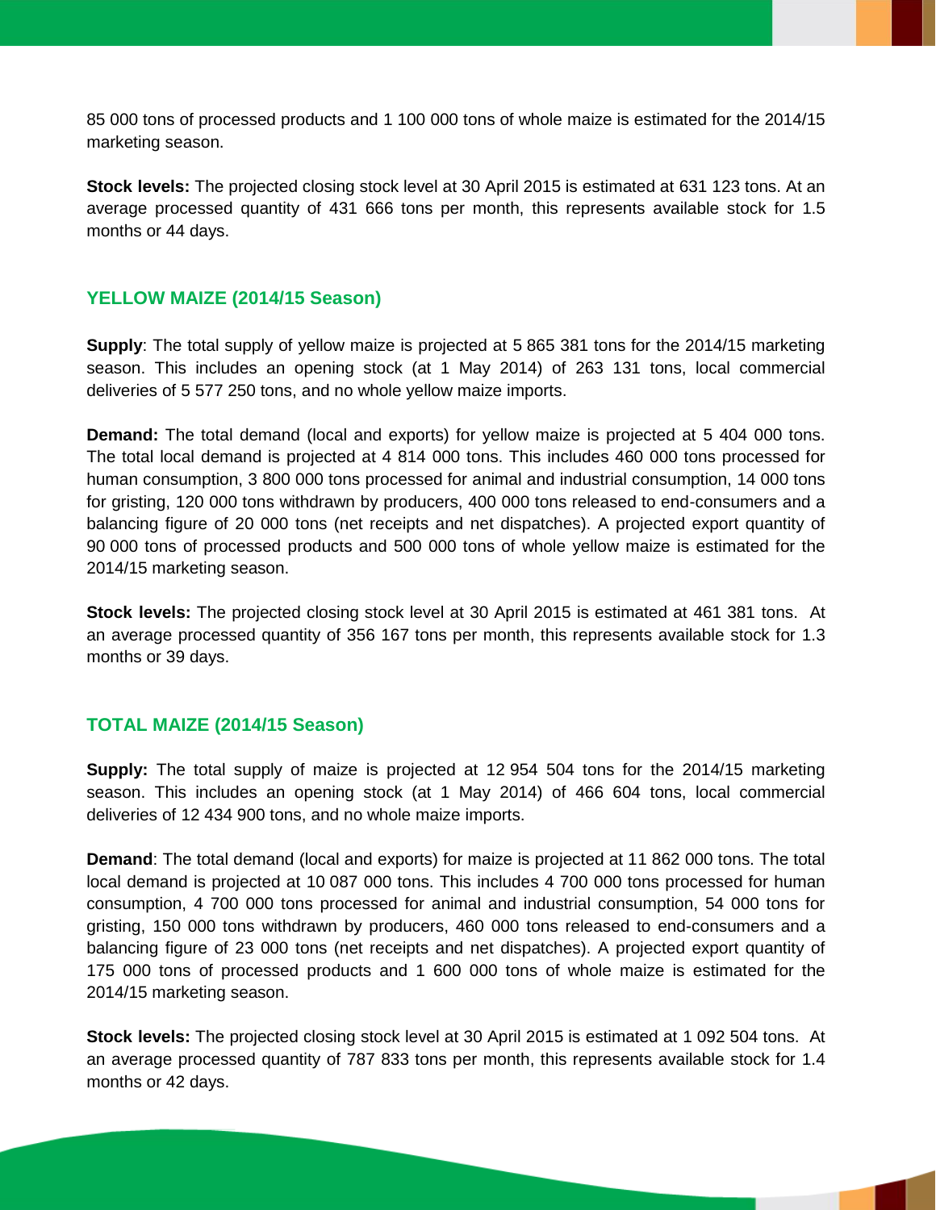85 000 tons of processed products and 1 100 000 tons of whole maize is estimated for the 2014/15 marketing season.

**Stock levels:** The projected closing stock level at 30 April 2015 is estimated at 631 123 tons. At an average processed quantity of 431 666 tons per month, this represents available stock for 1.5 months or 44 days.

## YELLOW MAIZE (2014/15 Season)

**Supply**: The total supply of yellow maize is projected at 5 865 381 tons for the 2014/15 marketing season. This includes an opening stock (at 1 May 2014) of 263 131 tons, local commercial deliveries of 5 577 250 tons, and no whole yellow maize imports.

**Demand:** The total demand (local and exports) for yellow maize is projected at 5 404 000 tons. The total local demand is projected at 4 814 000 tons. This includes 460 000 tons processed for human consumption, 3 800 000 tons processed for animal and industrial consumption, 14 000 tons for gristing, 120 000 tons withdrawn by producers, 400 000 tons released to end-consumers and a balancing figure of 20 000 tons (net receipts and net dispatches). A projected export quantity of 90 000 tons of processed products and 500 000 tons of whole yellow maize is estimated for the 2014/15 marketing season.

**Stock levels:** The projected closing stock level at 30 April 2015 is estimated at 461 381 tons. At an average processed quantity of 356 167 tons per month, this represents available stock for 1.3 months or 39 days.

## TOTAL MAIZE (2014/15 Season)

**Supply:** The total supply of maize is projected at 12 954 504 tons for the 2014/15 marketing season. This includes an opening stock (at 1 May 2014) of 466 604 tons, local commercial deliveries of 12 434 900 tons, and no whole maize imports.

**Demand**: The total demand (local and exports) for maize is projected at 11 862 000 tons. The total local demand is projected at 10 087 000 tons. This includes 4 700 000 tons processed for human consumption, 4 700 000 tons processed for animal and industrial consumption, 54 000 tons for gristing, 150 000 tons withdrawn by producers, 460 000 tons released to end-consumers and a balancing figure of 23 000 tons (net receipts and net dispatches). A projected export quantity of 175 000 tons of processed products and 1 600 000 tons of whole maize is estimated for the 2014/15 marketing season.

**Stock levels:** The projected closing stock level at 30 April 2015 is estimated at 1 092 504 tons. At an average processed quantity of 787 833 tons per month, this represents available stock for 1.4 months or 42 days.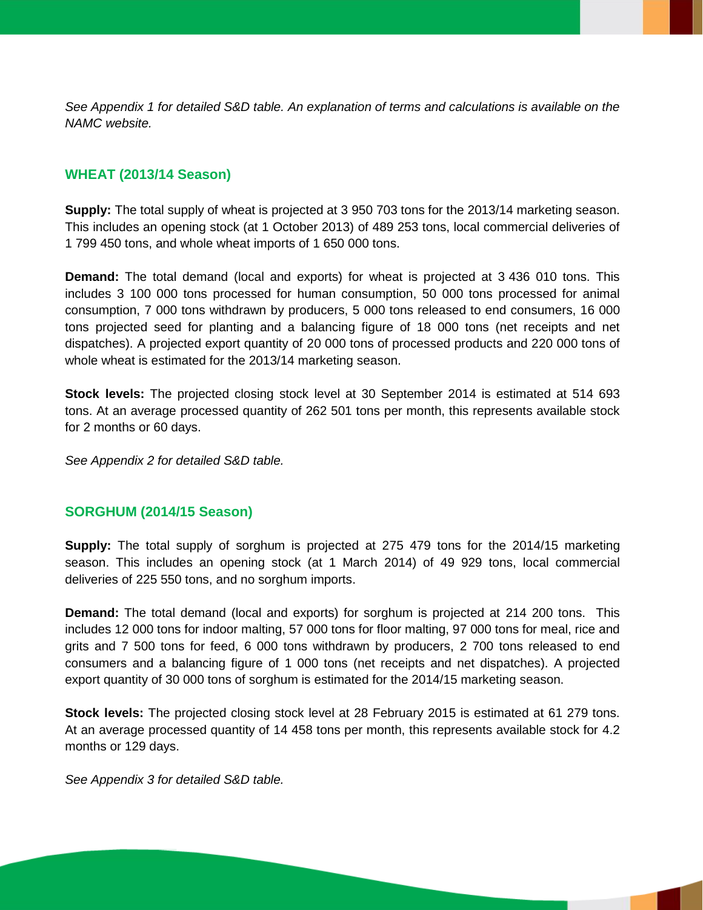*See Appendix 1 for detailed S&D table. An explanation of terms and calculations is available on the NAMC website.*

## WHEAT (2013/14 Season)

**Supply:** The total supply of wheat is projected at 3 950 703 tons for the 2013/14 marketing season. This includes an opening stock (at 1 October 2013) of 489 253 tons, local commercial deliveries of 1 799 450 tons, and whole wheat imports of 1 650 000 tons.

**Demand:** The total demand (local and exports) for wheat is projected at 3 436 010 tons. This includes 3 100 000 tons processed for human consumption, 50 000 tons processed for animal consumption, 7 000 tons withdrawn by producers, 5 000 tons released to end consumers, 16 000 tons projected seed for planting and a balancing figure of 18 000 tons (net receipts and net dispatches). A projected export quantity of 20 000 tons of processed products and 220 000 tons of whole wheat is estimated for the 2013/14 marketing season.

**Stock levels:** The projected closing stock level at 30 September 2014 is estimated at 514 693 tons. At an average processed quantity of 262 501 tons per month, this represents available stock for 2 months or 60 days.

*See Appendix 2 for detailed S&D table.*

## SORGHUM (2014/15 Season)

**Supply:** The total supply of sorghum is projected at 275 479 tons for the 2014/15 marketing season. This includes an opening stock (at 1 March 2014) of 49 929 tons, local commercial deliveries of 225 550 tons, and no sorghum imports.

**Demand:** The total demand (local and exports) for sorghum is projected at 214 200 tons. This includes 12 000 tons for indoor malting, 57 000 tons for floor malting, 97 000 tons for meal, rice and grits and 7 500 tons for feed, 6 000 tons withdrawn by producers, 2 700 tons released to end consumers and a balancing figure of 1 000 tons (net receipts and net dispatches). A projected export quantity of 30 000 tons of sorghum is estimated for the 2014/15 marketing season.

**Stock levels:** The projected closing stock level at 28 February 2015 is estimated at 61 279 tons. At an average processed quantity of 14 458 tons per month, this represents available stock for 4.2 months or 129 days.

*See Appendix 3 for detailed S&D table.*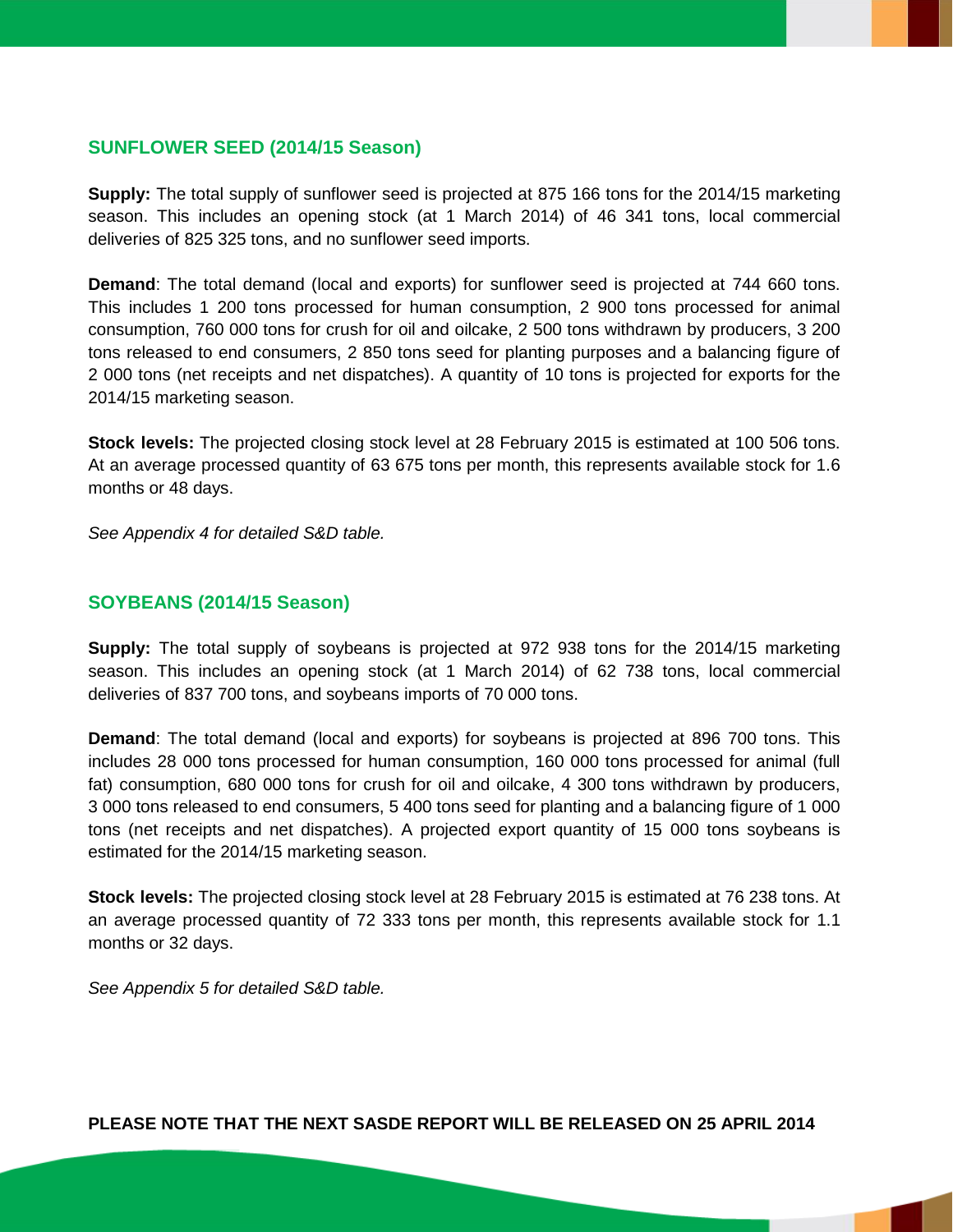## SUNFLOWER SEED (2014/15 Season)

**Supply:** The total supply of sunflower seed is projected at 875 166 tons for the 2014/15 marketing season. This includes an opening stock (at 1 March 2014) of 46 341 tons, local commercial deliveries of 825 325 tons, and no sunflower seed imports.

**Demand**: The total demand (local and exports) for sunflower seed is projected at 744 660 tons. This includes 1 200 tons processed for human consumption, 2 900 tons processed for animal consumption, 760 000 tons for crush for oil and oilcake, 2 500 tons withdrawn by producers, 3 200 tons released to end consumers, 2 850 tons seed for planting purposes and a balancing figure of 2 000 tons (net receipts and net dispatches). A quantity of 10 tons is projected for exports for the 2014/15 marketing season.

**Stock levels:** The projected closing stock level at 28 February 2015 is estimated at 100 506 tons. At an average processed quantity of 63 675 tons per month, this represents available stock for 1.6 months or 48 days.

*See Appendix 4 for detailed S&D table.*

## SOYBEANS (2014/15 Season)

**Supply:** The total supply of soybeans is projected at 972 938 tons for the 2014/15 marketing season. This includes an opening stock (at 1 March 2014) of 62 738 tons, local commercial deliveries of 837 700 tons, and soybeans imports of 70 000 tons.

**Demand**: The total demand (local and exports) for soybeans is projected at 896 700 tons. This includes 28 000 tons processed for human consumption, 160 000 tons processed for animal (full fat) consumption, 680 000 tons for crush for oil and oilcake, 4 300 tons withdrawn by producers, 3 000 tons released to end consumers, 5 400 tons seed for planting and a balancing figure of 1 000 tons (net receipts and net dispatches). A projected export quantity of 15 000 tons soybeans is estimated for the 2014/15 marketing season.

**Stock levels:** The projected closing stock level at 28 February 2015 is estimated at 76 238 tons. At an average processed quantity of 72 333 tons per month, this represents available stock for 1.1 months or 32 days.

*See Appendix 5 for detailed S&D table.*

**PLEASE NOTE THAT THE NEXT SASDE REPORT WILL BE RELEASED ON 25 APRIL 2014**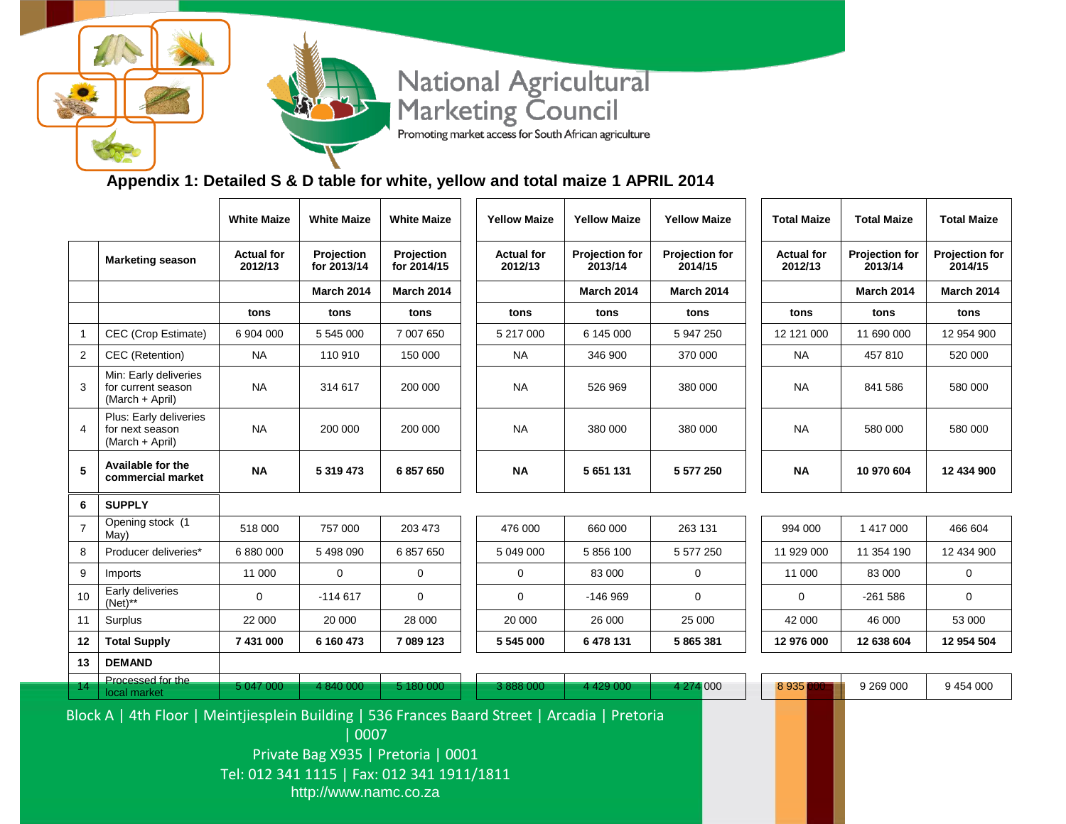## Appendix 1: Detailed S & D table for white, yellow and total maize 1 APRIL 2014

| | | White Maize | White Maize | White Maize | Yellow Maize | Yellow Maize | Yellow Maize | Total Maize | Total Maize | Total Maize |
|---|---|---|---|---|---|---|---|---|---|---|
| | **Marketing season** | **Actual for 2012/13** | **Projection for 2013/14** | **Projection for 2014/15** | **Actual for 2012/13** | **Projection for 2013/14** | **Projection for 2014/15** | **Actual for 2012/13** | **Projection for 2013/14** | **Projection for 2014/15** |
| | | | **March 2014** | **March 2014** | | **March 2014** | **March 2014** | | **March 2014** | **March 2014** |
| | | **tons** | **tons** | **tons** | **tons** | **tons** | **tons** | **tons** | **tons** | **tons** |
| 1 | CEC (Crop Estimate) | 6 904 000 | 5 545 000 | 7 007 650 | 5 217 000 | 6 145 000 | 5 947 250 | 12 121 000 | 11 690 000 | 12 954 900 |
| 2 | CEC (Retention) | NA | 110 910 | 150 000 | NA | 346 900 | 370 000 | NA | 457 810 | 520 000 |
| 3 | Min: Early deliveries for current season (March + April) | NA | 314 617 | 200 000 | NA | 526 969 | 380 000 | NA | 841 586 | 580 000 |
| 4 | Plus: Early deliveries for next season (March + April) | NA | 200 000 | 200 000 | NA | 380 000 | 380 000 | NA | 580 000 | 580 000 |
| **5** | **Available for the commercial market** | **NA** | **5 319 473** | **6 857 650** | **NA** | **5 651 131** | **5 577 250** | **NA** | **10 970 604** | **12 434 900** |
| **6** | **SUPPLY** | | | | | | | | | |
| 7 | Opening stock (1 May) | 518 000 | 757 000 | 203 473 | 476 000 | 660 000 | 263 131 | 994 000 | 1 417 000 | 466 604 |
| 8 | Producer deliveries* | 6 880 000 | 5 498 090 | 6 857 650 | 5 049 000 | 5 856 100 | 5 577 250 | 11 929 000 | 11 354 190 | 12 434 900 |
| 9 | Imports | 11 000 | 0 | 0 | 0 | 83 000 | 0 | 11 000 | 83 000 | 0 |
| 10 | Early deliveries (Net)** | 0 | -114 617 | 0 | 0 | -146 969 | 0 | 0 | -261 586 | 0 |
| 11 | Surplus | 22 000 | 20 000 | 28 000 | 20 000 | 26 000 | 25 000 | 42 000 | 46 000 | 53 000 |
| **12** | **Total Supply** | **7 431 000** | **6 160 473** | **7 089 123** | **5 545 000** | **6 478 131** | **5 865 381** | **12 976 000** | **12 638 604** | **12 954 504** |
| **13** | **DEMAND** | | | | | | | | | |
| 14 | Processed for the local market | 5 047 000 | 4 840 000 | 5 180 000 | 3 888 000 | 4 429 000 | 4 274 000 | 8 935 000 | 9 269 000 | 9 454 000 |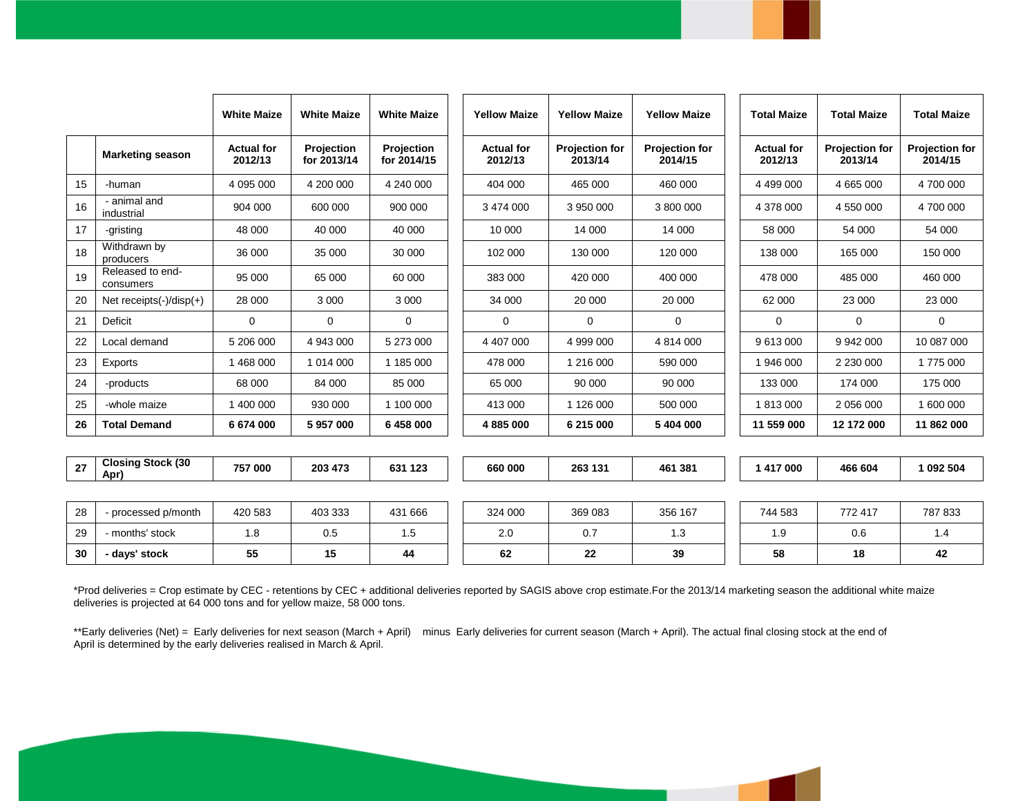| | | White Maize | White Maize | White Maize | Yellow Maize | Yellow Maize | Yellow Maize | Total Maize | Total Maize | Total Maize |
|---|---|---|---|---|---|---|---|---|---|---|
| | **Marketing season** | **Actual for 2012/13** | **Projection for 2013/14** | **Projection for 2014/15** | **Actual for 2012/13** | **Projection for 2013/14** | **Projection for 2014/15** | **Actual for 2012/13** | **Projection for 2013/14** | **Projection for 2014/15** |
| 15 | -human | 4 095 000 | 4 200 000 | 4 240 000 | 404 000 | 465 000 | 460 000 | 4 499 000 | 4 665 000 | 4 700 000 |
| 16 | - animal and industrial | 904 000 | 600 000 | 900 000 | 3 474 000 | 3 950 000 | 3 800 000 | 4 378 000 | 4 550 000 | 4 700 000 |
| 17 | -gristing | 48 000 | 40 000 | 40 000 | 10 000 | 14 000 | 14 000 | 58 000 | 54 000 | 54 000 |
| 18 | Withdrawn by producers | 36 000 | 35 000 | 30 000 | 102 000 | 130 000 | 120 000 | 138 000 | 165 000 | 150 000 |
| 19 | Released to end-consumers | 95 000 | 65 000 | 60 000 | 383 000 | 420 000 | 400 000 | 478 000 | 485 000 | 460 000 |
| 20 | Net receipts(-)/disp(+) | 28 000 | 3 000 | 3 000 | 34 000 | 20 000 | 20 000 | 62 000 | 23 000 | 23 000 |
| 21 | Deficit | 0 | 0 | 0 | 0 | 0 | 0 | 0 | 0 | 0 |
| 22 | Local demand | 5 206 000 | 4 943 000 | 5 273 000 | 4 407 000 | 4 999 000 | 4 814 000 | 9 613 000 | 9 942 000 | 10 087 000 |
| 23 | Exports | 1 468 000 | 1 014 000 | 1 185 000 | 478 000 | 1 216 000 | 590 000 | 1 946 000 | 2 230 000 | 1 775 000 |
| 24 | -products | 68 000 | 84 000 | 85 000 | 65 000 | 90 000 | 90 000 | 133 000 | 174 000 | 175 000 |
| 25 | -whole maize | 1 400 000 | 930 000 | 1 100 000 | 413 000 | 1 126 000 | 500 000 | 1 813 000 | 2 056 000 | 1 600 000 |
| **26** | **Total Demand** | **6 674 000** | **5 957 000** | **6 458 000** | **4 885 000** | **6 215 000** | **5 404 000** | **11 559 000** | **12 172 000** | **11 862 000** |
| **27** | **Closing Stock (30 Apr)** | **757 000** | **203 473** | **631 123** | **660 000** | **263 131** | **461 381** | **1 417 000** | **466 604** | **1 092 504** |
| 28 | - processed p/month | 420 583 | 403 333 | 431 666 | 324 000 | 369 083 | 356 167 | 744 583 | 772 417 | 787 833 |
| 29 | - months' stock | 1.8 | 0.5 | 1.5 | 2.0 | 0.7 | 1.3 | 1.9 | 0.6 | 1.4 |
| **30** | **- days' stock** | **55** | **15** | **44** | **62** | **22** | **39** | **58** | **18** | **42** |

*Prod deliveries = Crop estimate by CEC - retentions by CEC + additional deliveries reported by SAGIS above crop estimate.For the 2013/14 marketing season the additional white maize deliveries is projected at 64 000 tons and for yellow maize, 58 000 tons.

**Early deliveries (Net) = Early deliveries for next season (March + April) minus Early deliveries for current season (March + April). The actual final closing stock at the end of April is determined by the early deliveries realised in March & April.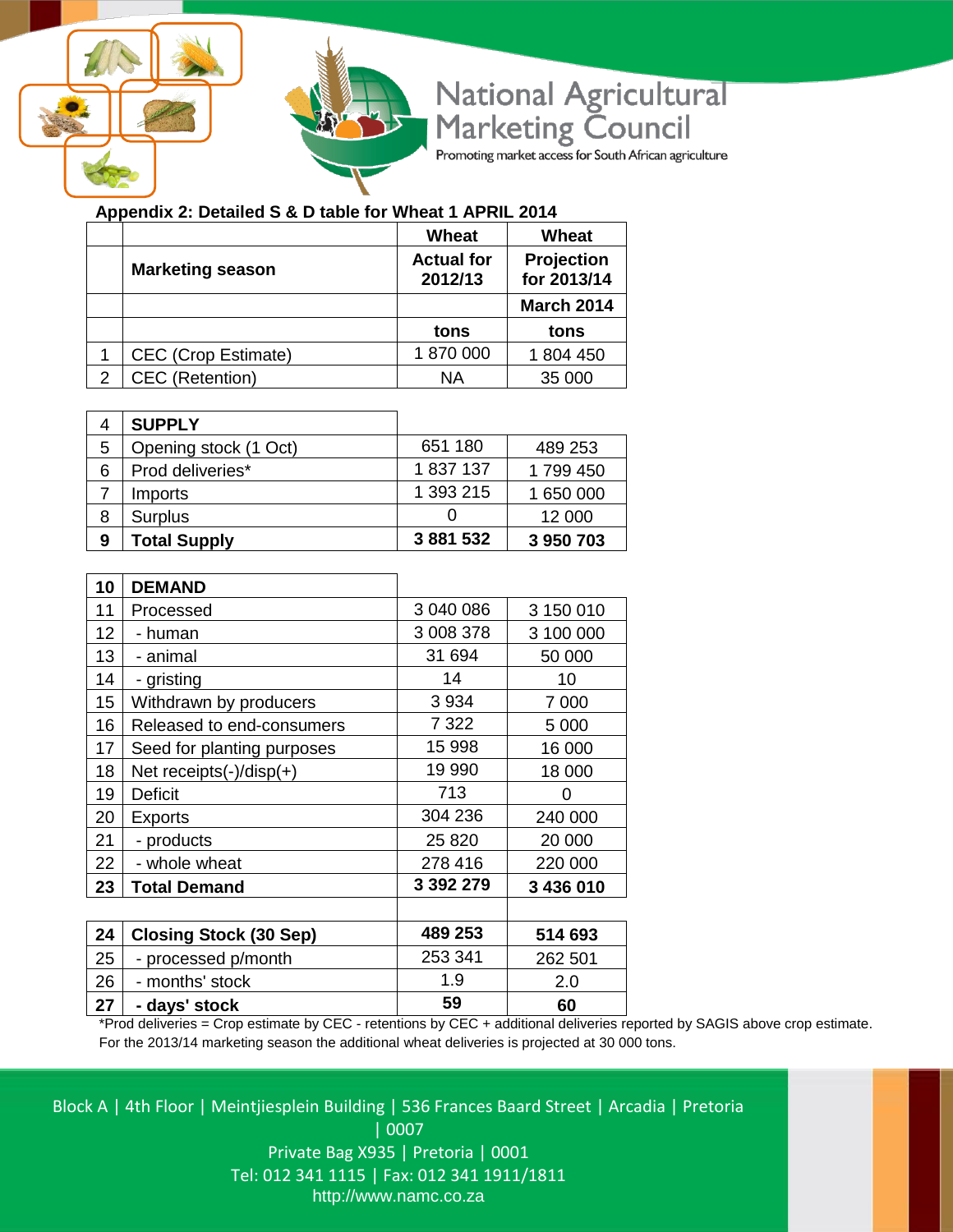**Appendix 2: Detailed S & D table for Wheat 1 APRIL 2014**

| | Marketing season | Wheat Actual for 2012/13 | Wheat Projection for 2013/14 |
|---|---|---|---|
| | | | March 2014 |
| | | tons | tons |
| 1 | CEC (Crop Estimate) | 1 870 000 | 1 804 450 |
| 2 | CEC (Retention) | NA | 35 000 |
| | | | |
| 4 | **SUPPLY** | | |
| 5 | Opening stock (1 Oct) | 651 180 | 489 253 |
| 6 | Prod deliveries* | 1 837 137 | 1 799 450 |
| 7 | Imports | 1 393 215 | 1 650 000 |
| 8 | Surplus | 0 | 12 000 |
| **9** | **Total Supply** | **3 881 532** | **3 950 703** |
| | | | |
| **10** | **DEMAND** | | |
| 11 | Processed | 3 040 086 | 3 150 010 |
| 12 | - human | 3 008 378 | 3 100 000 |
| 13 | - animal | 31 694 | 50 000 |
| 14 | - gristing | 14 | 10 |
| 15 | Withdrawn by producers | 3 934 | 7 000 |
| 16 | Released to end-consumers | 7 322 | 5 000 |
| 17 | Seed for planting purposes | 15 998 | 16 000 |
| 18 | Net receipts(-)/disp(+) | 19 990 | 18 000 |
| 19 | Deficit | 713 | 0 |
| 20 | Exports | 304 236 | 240 000 |
| 21 | - products | 25 820 | 20 000 |
| 22 | - whole wheat | 278 416 | 220 000 |
| **23** | **Total Demand** | **3 392 279** | **3 436 010** |
| | | | |
| **24** | **Closing Stock (30 Sep)** | **489 253** | **514 693** |
| 25 | - processed p/month | 253 341 | 262 501 |
| 26 | - months' stock | 1.9 | 2.0 |
| **27** | **- days' stock** | **59** | **60** |

*Prod deliveries = Crop estimate by CEC - retentions by CEC + additional deliveries reported by SAGIS above crop estimate. For the 2013/14 marketing season the additional wheat deliveries is projected at 30 000 tons.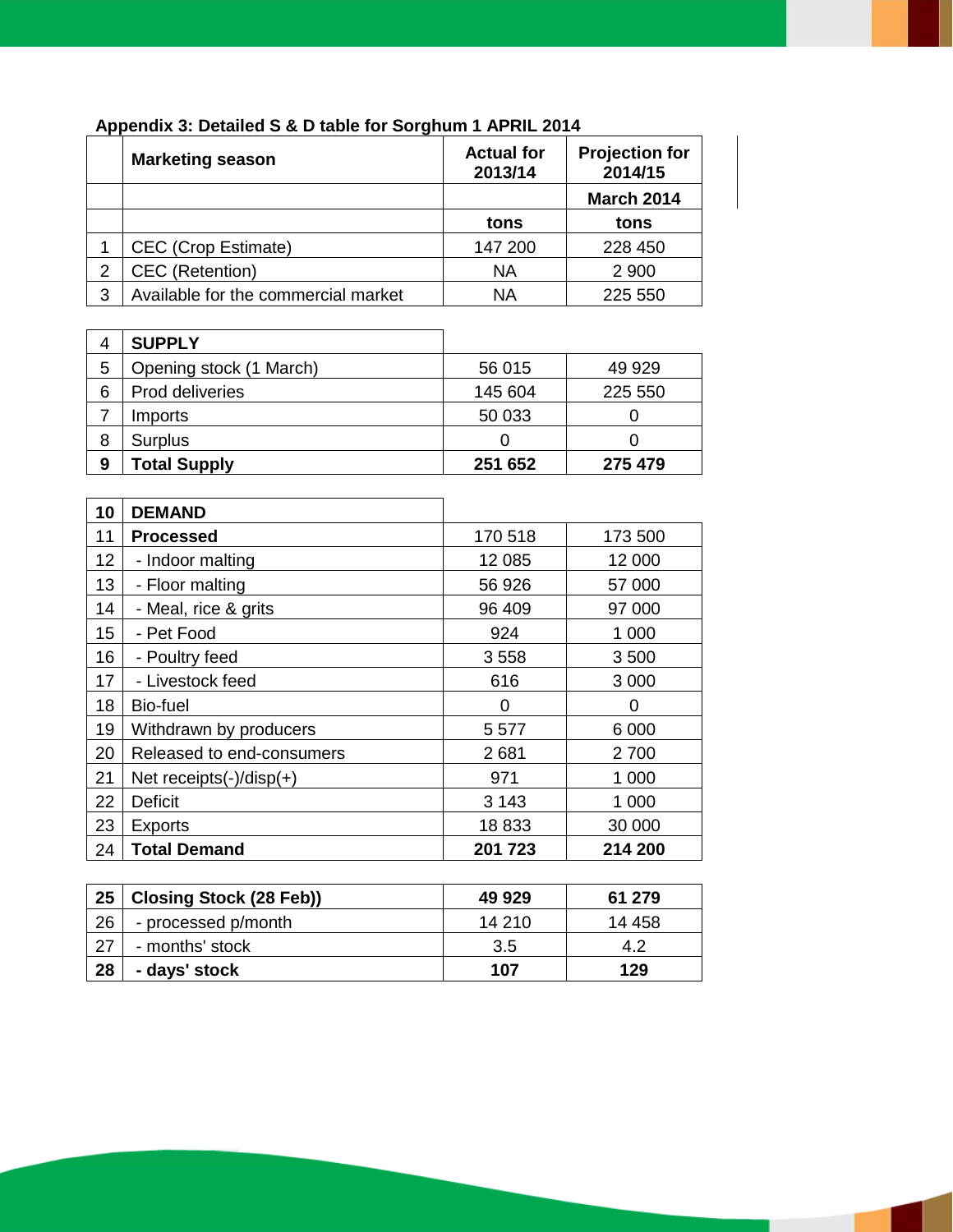**Appendix 3: Detailed S & D table for Sorghum 1 APRIL 2014**

| | Marketing season | Actual for 2013/14 | Projection for 2014/15 |
|---|---|---|---|
| | | | March 2014 |
| | | tons | tons |
| 1 | CEC (Crop Estimate) | 147 200 | 228 450 |
| 2 | CEC (Retention) | NA | 2 900 |
| 3 | Available for the commercial market | NA | 225 550 |
| **4** | **SUPPLY** | | |
| 5 | Opening stock (1 March) | 56 015 | 49 929 |
| 6 | Prod deliveries | 145 604 | 225 550 |
| 7 | Imports | 50 033 | 0 |
| 8 | Surplus | 0 | 0 |
| **9** | **Total Supply** | **251 652** | **275 479** |
| **10** | **DEMAND** | | |
| 11 | **Processed** | 170 518 | 173 500 |
| 12 | - Indoor malting | 12 085 | 12 000 |
| 13 | - Floor malting | 56 926 | 57 000 |
| 14 | - Meal, rice & grits | 96 409 | 97 000 |
| 15 | - Pet Food | 924 | 1 000 |
| 16 | - Poultry feed | 3 558 | 3 500 |
| 17 | - Livestock feed | 616 | 3 000 |
| 18 | Bio-fuel | 0 | 0 |
| 19 | Withdrawn by producers | 5 577 | 6 000 |
| 20 | Released to end-consumers | 2 681 | 2 700 |
| 21 | Net receipts(-)/disp(+) | 971 | 1 000 |
| 22 | Deficit | 3 143 | 1 000 |
| 23 | Exports | 18 833 | 30 000 |
| **24** | **Total Demand** | **201 723** | **214 200** |
| **25** | **Closing Stock (28 Feb))** | **49 929** | **61 279** |
| 26 | - processed p/month | 14 210 | 14 458 |
| 27 | - months' stock | 3.5 | 4.2 |
| **28** | **- days' stock** | **107** | **129** |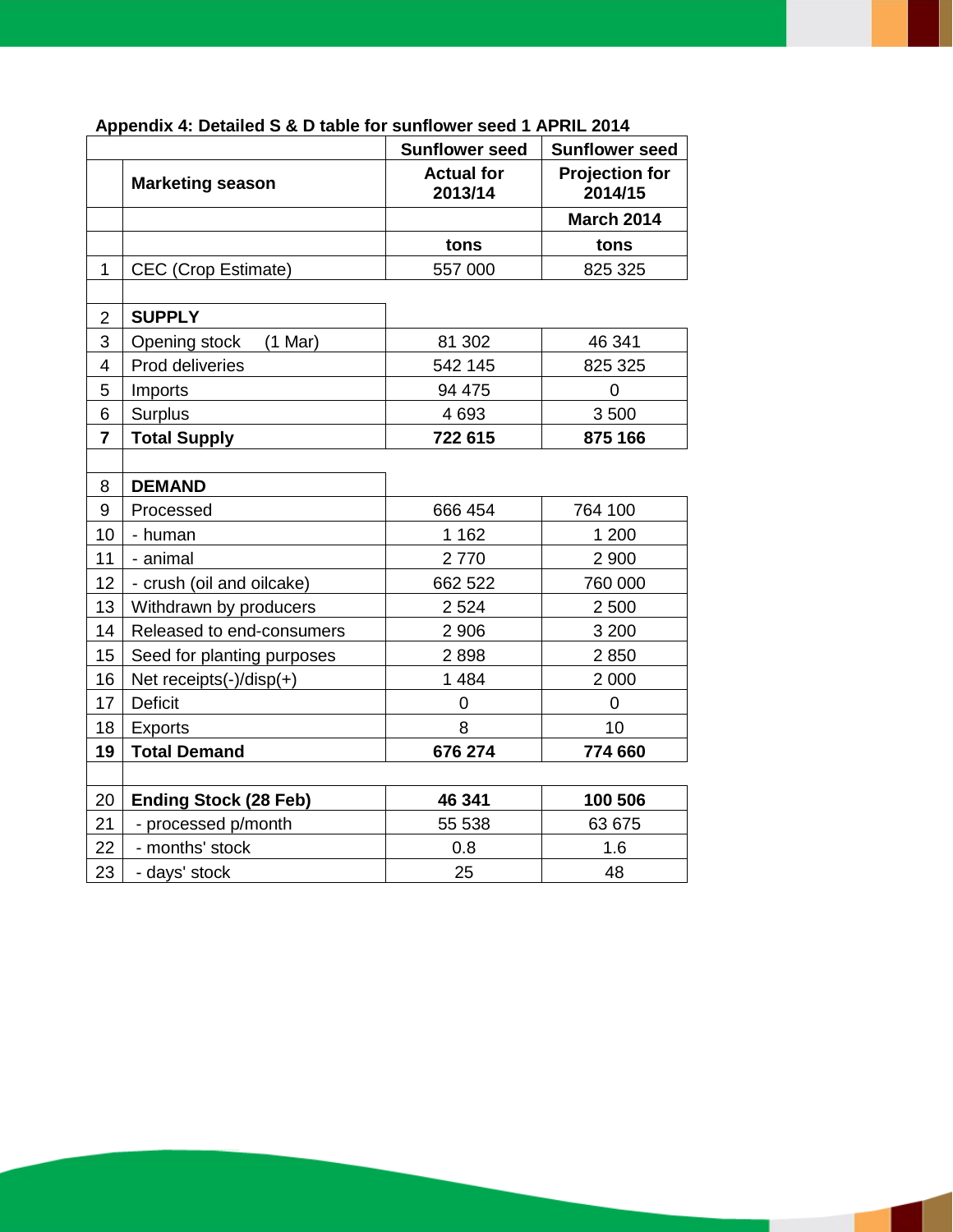**Appendix 4: Detailed S & D table for sunflower seed 1 APRIL 2014**

| | | Sunflower seed | Sunflower seed |
|---|---|---|---|
| | **Marketing season** | **Actual for 2013/14** | **Projection for 2014/15** |
| | | | **March 2014** |
| | | **tons** | **tons** |
| 1 | CEC (Crop Estimate) | 557 000 | 825 325 |
| | | | |
| 2 | **SUPPLY** | | |
| 3 | Opening stock (1 Mar) | 81 302 | 46 341 |
| 4 | Prod deliveries | 542 145 | 825 325 |
| 5 | Imports | 94 475 | 0 |
| 6 | Surplus | 4 693 | 3 500 |
| **7** | **Total Supply** | **722 615** | **875 166** |
| | | | |
| 8 | **DEMAND** | | |
| 9 | Processed | 666 454 | 764 100 |
| 10 | - human | 1 162 | 1 200 |
| 11 | - animal | 2 770 | 2 900 |
| 12 | - crush (oil and oilcake) | 662 522 | 760 000 |
| 13 | Withdrawn by producers | 2 524 | 2 500 |
| 14 | Released to end-consumers | 2 906 | 3 200 |
| 15 | Seed for planting purposes | 2 898 | 2 850 |
| 16 | Net receipts(-)/disp(+) | 1 484 | 2 000 |
| 17 | Deficit | 0 | 0 |
| 18 | Exports | 8 | 10 |
| **19** | **Total Demand** | **676 274** | **774 660** |
| | | | |
| 20 | **Ending Stock (28 Feb)** | **46 341** | **100 506** |
| 21 | - processed p/month | 55 538 | 63 675 |
| 22 | - months' stock | 0.8 | 1.6 |
| 23 | - days' stock | 25 | 48 |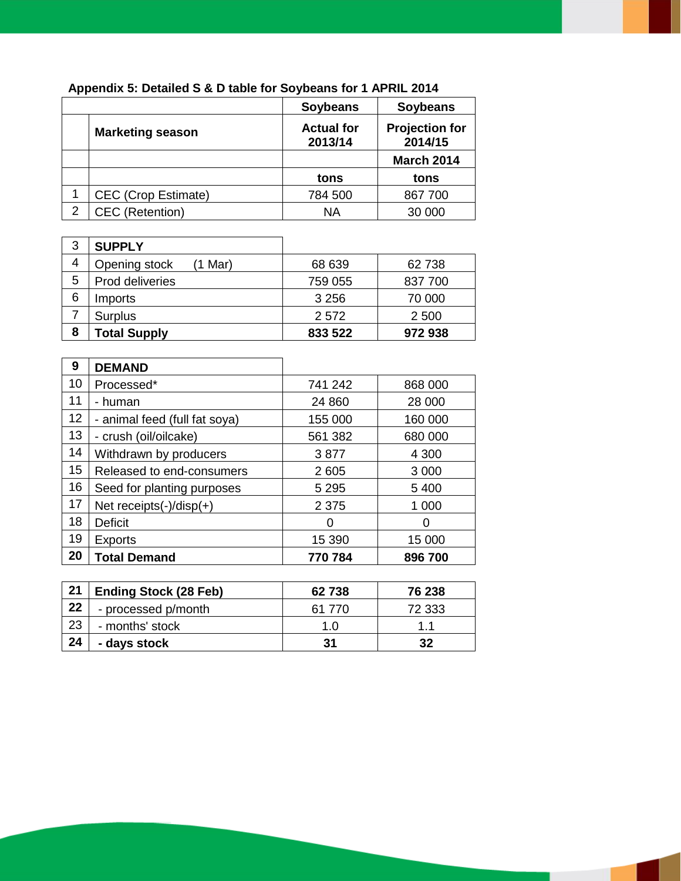**Appendix 5: Detailed S & D table for Soybeans for 1 APRIL 2014**

| | | Soybeans | Soybeans |
|---|---|---|---|
| | **Marketing season** | **Actual for 2013/14** | **Projection for 2014/15** |
| | | | **March 2014** |
| | | **tons** | **tons** |
| 1 | CEC (Crop Estimate) | 784 500 | 867 700 |
| 2 | CEC (Retention) | NA | 30 000 |
| 3 | **SUPPLY** | | |
| 4 | Opening stock (1 Mar) | 68 639 | 62 738 |
| 5 | Prod deliveries | 759 055 | 837 700 |
| 6 | Imports | 3 256 | 70 000 |
| 7 | Surplus | 2 572 | 2 500 |
| **8** | **Total Supply** | **833 522** | **972 938** |
| 9 | **DEMAND** | | |
| 10 | Processed* | 741 242 | 868 000 |
| 11 | - human | 24 860 | 28 000 |
| 12 | - animal feed (full fat soya) | 155 000 | 160 000 |
| 13 | - crush (oil/oilcake) | 561 382 | 680 000 |
| 14 | Withdrawn by producers | 3 877 | 4 300 |
| 15 | Released to end-consumers | 2 605 | 3 000 |
| 16 | Seed for planting purposes | 5 295 | 5 400 |
| 17 | Net receipts(-)/disp(+) | 2 375 | 1 000 |
| 18 | Deficit | 0 | 0 |
| 19 | Exports | 15 390 | 15 000 |
| **20** | **Total Demand** | **770 784** | **896 700** |
| **21** | **Ending Stock (28 Feb)** | **62 738** | **76 238** |
| **22** | - processed p/month | 61 770 | 72 333 |
| 23 | - months' stock | 1.0 | 1.1 |
| **24** | **- days stock** | **31** | **32** |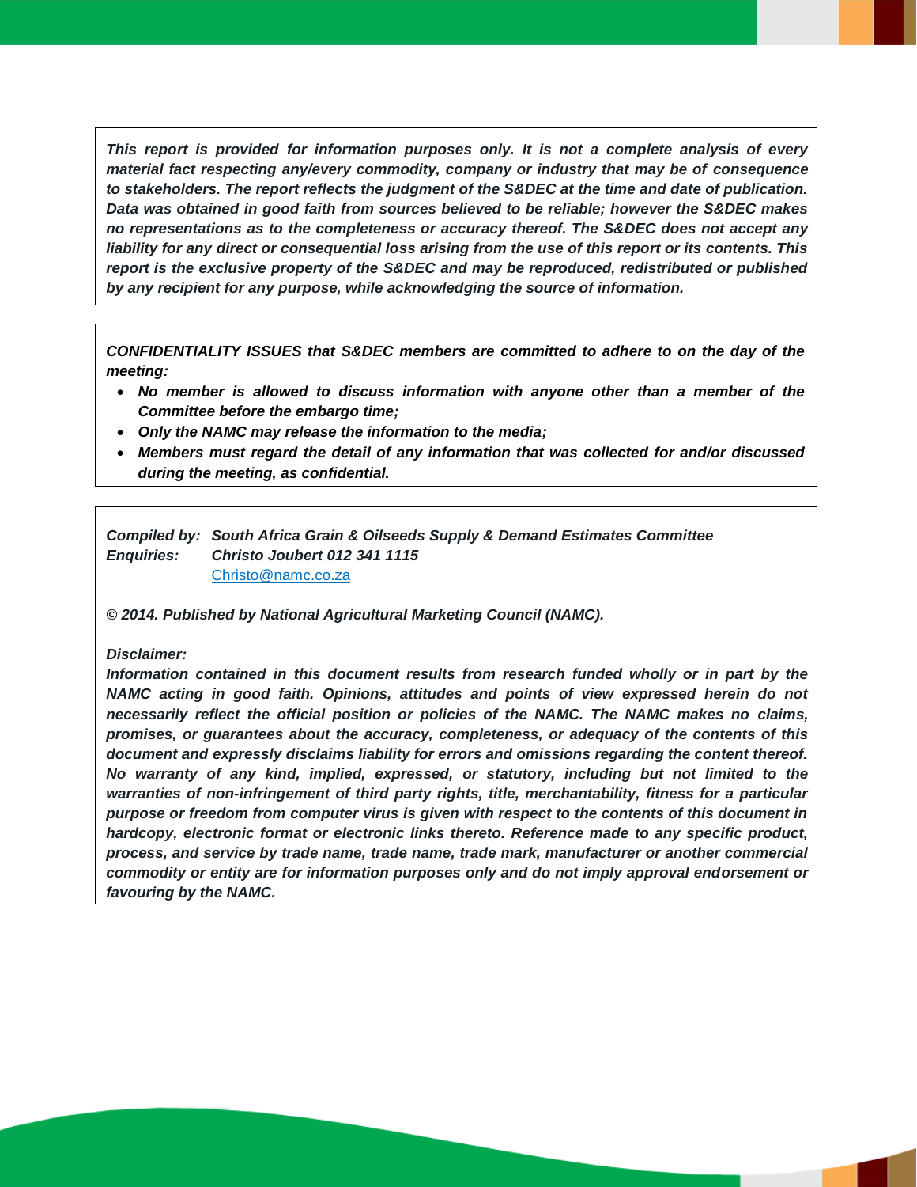*This report is provided for information purposes only. It is not a complete analysis of every material fact respecting any/every commodity, company or industry that may be of consequence to stakeholders. The report reflects the judgment of the S&DEC at the time and date of publication. Data was obtained in good faith from sources believed to be reliable; however the S&DEC makes no representations as to the completeness or accuracy thereof. The S&DEC does not accept any liability for any direct or consequential loss arising from the use of this report or its contents. This report is the exclusive property of the S&DEC and may be reproduced, redistributed or published by any recipient for any purpose, while acknowledging the source of information.*

***CONFIDENTIALITY ISSUES that S&DEC members are committed to adhere to on the day of the meeting:***

- ***No member is allowed to discuss information with anyone other than a member of the Committee before the embargo time;***
- ***Only the NAMC may release the information to the media;***
- ***Members must regard the detail of any information that was collected for and/or discussed during the meeting, as confidential.***

***Compiled by:*** ***South Africa Grain & Oilseeds Supply & Demand Estimates Committee***
***Enquiries:*** ***Christo Joubert 012 341 1115***
Christo@namc.co.za

***© 2014. Published by National Agricultural Marketing Council (NAMC).***

***Disclaimer:***
***Information contained in this document results from research funded wholly or in part by the NAMC acting in good faith. Opinions, attitudes and points of view expressed herein do not necessarily reflect the official position or policies of the NAMC. The NAMC makes no claims, promises, or guarantees about the accuracy, completeness, or adequacy of the contents of this document and expressly disclaims liability for errors and omissions regarding the content thereof. No warranty of any kind, implied, expressed, or statutory, including but not limited to the warranties of non-infringement of third party rights, title, merchantability, fitness for a particular purpose or freedom from computer virus is given with respect to the contents of this document in hardcopy, electronic format or electronic links thereto. Reference made to any specific product, process, and service by trade name, trade name, trade mark, manufacturer or another commercial commodity or entity are for information purposes only and do not imply approval endorsement or favouring by the NAMC.***